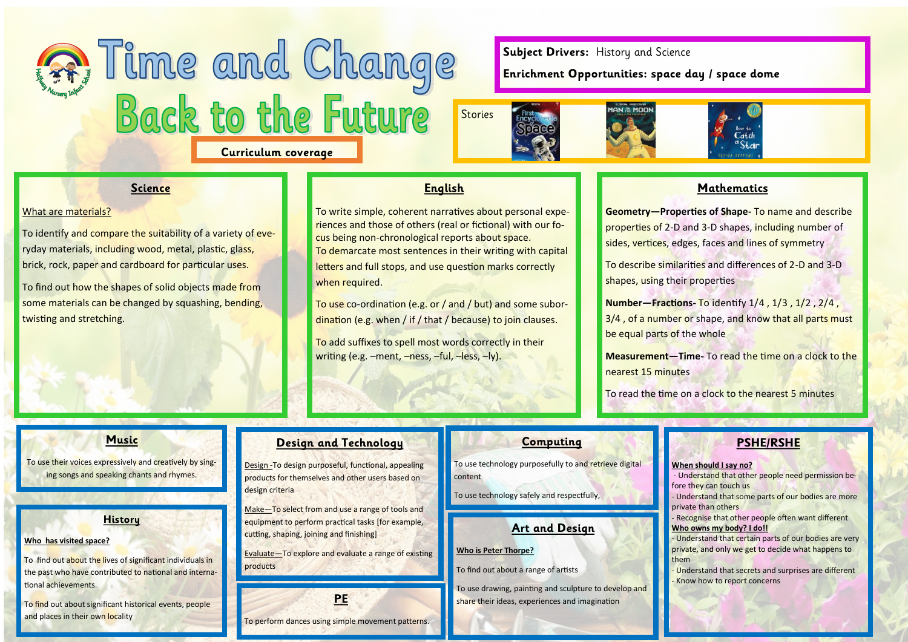# Time and Change

## Back to the Future

**Curriculum coverage**

**Subject Drivers:** History and Science

**Enrichment Opportunities: space day / space dome**

Stories

## Science

What are materials?

To identify and compare the suitability of a variety of everyday materials, including wood, metal, plastic, glass, brick, rock, paper and cardboard for particular uses.

To find out how the shapes of solid objects made from some materials can be changed by squashing, bending, twisting and stretching.

## English

To write simple, coherent narratives about personal experiences and those of others (real or fictional) with our focus being non-chronological reports about space.
To demarcate most sentences in their writing with capital letters and full stops, and use question marks correctly when required.

To use co-ordination (e.g. or / and / but) and some subordination (e.g. when / if / that / because) to join clauses.

To add suffixes to spell most words correctly in their writing (e.g. –ment, –ness, –ful, –less, –ly).

## Mathematics

**Geometry—Properties of Shape-** To name and describe properties of 2-D and 3-D shapes, including number of sides, vertices, edges, faces and lines of symmetry

To describe similarities and differences of 2-D and 3-D shapes, using their properties

**Number—Fractions-** To identify 1/4 , 1/3 , 1/2 , 2/4 , 3/4 , of a number or shape, and know that all parts must be equal parts of the whole

**Measurement—Time-** To read the time on a clock to the nearest 15 minutes

To read the time on a clock to the nearest 5 minutes

## Music

To use their voices expressively and creatively by singing songs and speaking chants and rhymes.

## History

**Who has visited space?**

To find out about the lives of significant individuals in the past who have contributed to national and international achievements.

To find out about significant historical events, people and places in their own locality

## Design and Technology

Design -To design purposeful, functional, appealing products for themselves and other users based on design criteria

Make—To select from and use a range of tools and equipment to perform practical tasks [for example, cutting, shaping, joining and finishing]

Evaluate—To explore and evaluate a range of existing products

## PE

To perform dances using simple movement patterns.

## Computing

To use technology purposefully to and retrieve digital content

To use technology safely and respectfully,

## Art and Design

**Who is Peter Thorpe?**

To find out about a range of artists

To use drawing, painting and sculpture to develop and share their ideas, experiences and imagination

## PSHE/RSHE

**When should I say no?**

- Understand that other people need permission before they can touch us
- Understand that some parts of our bodies are more private than others
- Recognise that other people often want different

**Who owns my body? I do!!**

- Understand that certain parts of our bodies are very private, and only we get to decide what happens to them
- Understand that secrets and surprises are different
- Know how to report concerns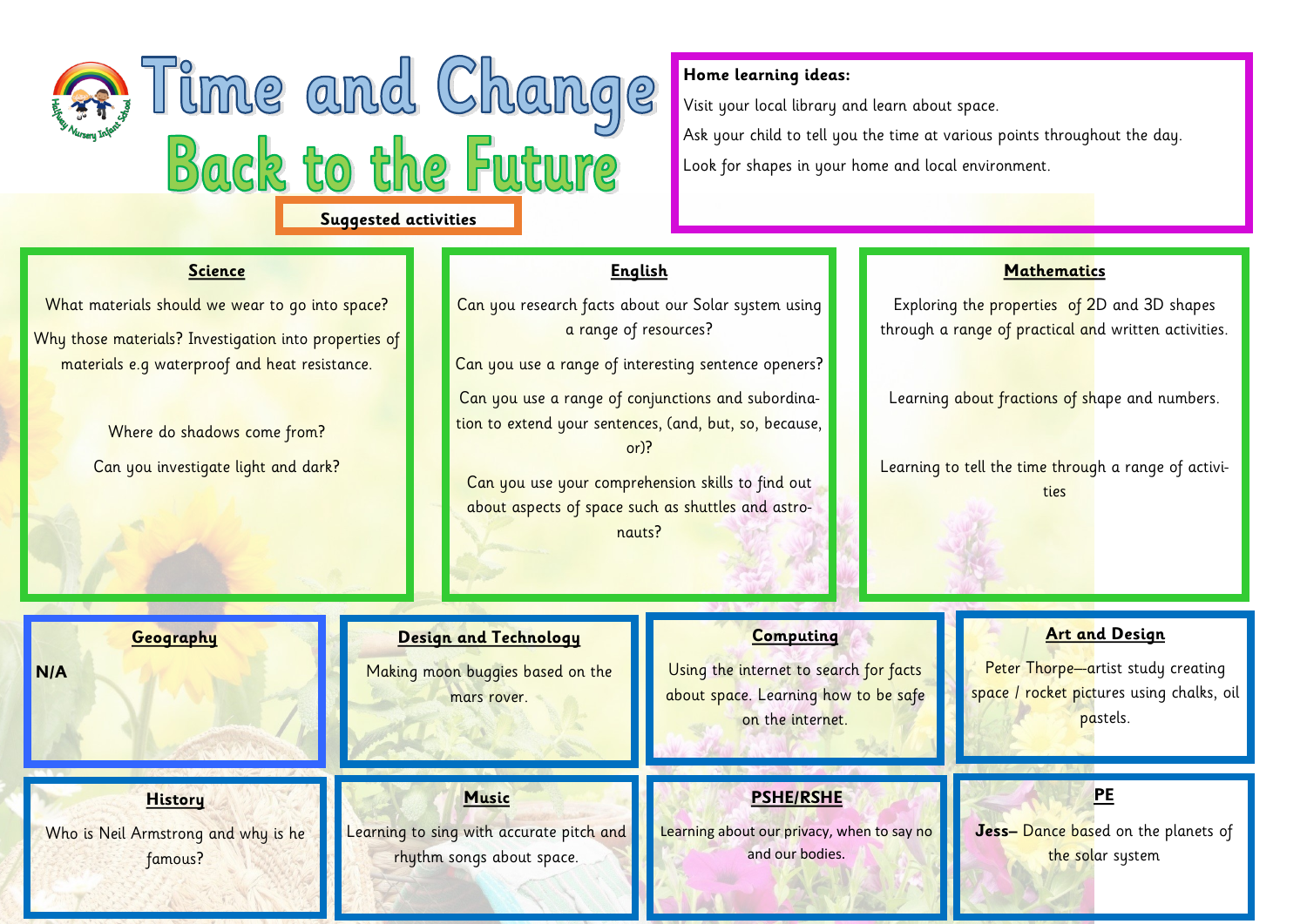# Time and Change

## Back to the Future

**Suggested activities**

**Home learning ideas:**

Visit your local library and learn about space.

Ask your child to tell you the time at various points throughout the day.

Look for shapes in your home and local environment.

### Science

What materials should we wear to go into space?

Why those materials? Investigation into properties of materials e.g waterproof and heat resistance.

Where do shadows come from?

Can you investigate light and dark?

### English

Can you research facts about our Solar system using a range of resources?

Can you use a range of interesting sentence openers?

Can you use a range of conjunctions and subordination to extend your sentences, (and, but, so, because, or)?

Can you use your comprehension skills to find out about aspects of space such as shuttles and astronauts?

### Mathematics

Exploring the properties of 2D and 3D shapes through a range of practical and written activities.

Learning about fractions of shape and numbers.

Learning to tell the time through a range of activities

### Geography

**N/A**

### Design and Technology

Making moon buggies based on the mars rover.

### Computing

Using the internet to search for facts about space. Learning how to be safe on the internet.

### Art and Design

Peter Thorpe—artist study creating space / rocket pictures using chalks, oil pastels.

### History

Who is Neil Armstrong and why is he famous?

### Music

Learning to sing with accurate pitch and rhythm songs about space.

### PSHE/RSHE

Learning about our privacy, when to say no and our bodies.

### PE

**Jess–** Dance based on the planets of the solar system